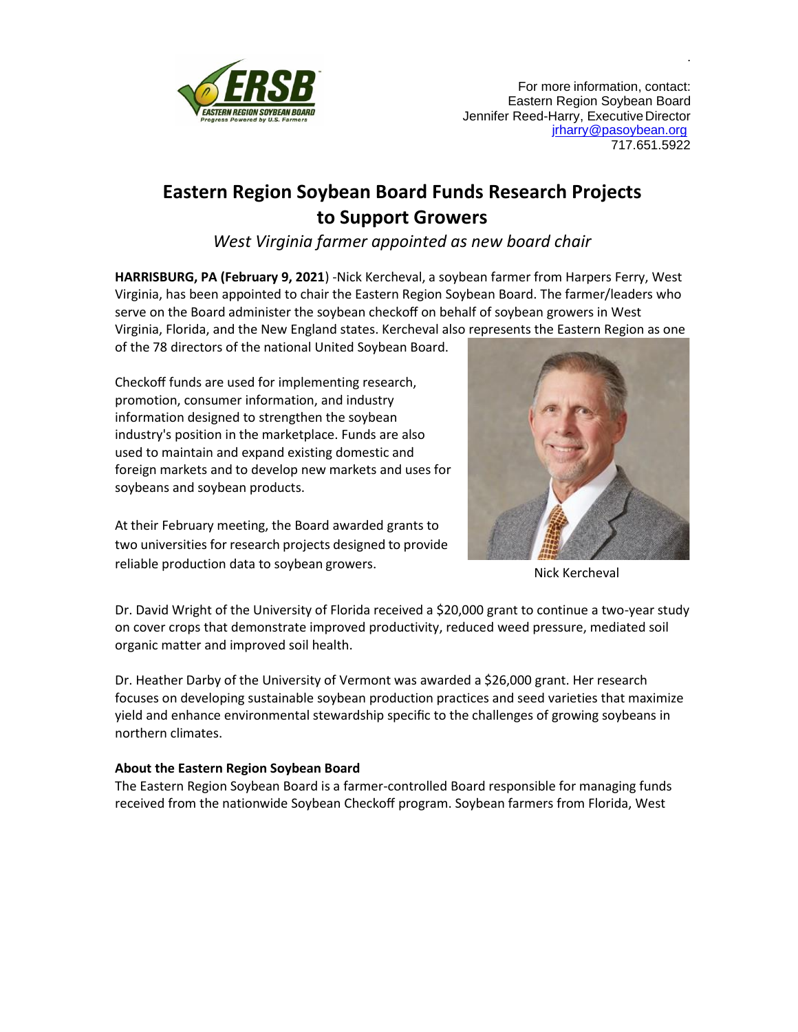For more information, contact:
Eastern Region Soybean Board
Jennifer Reed-Harry, Executive Director
jrharry@pasoybean.org
717.651.5922

# Eastern Region Soybean Board Funds Research Projects to Support Growers

*West Virginia farmer appointed as new board chair*

**HARRISBURG, PA (February 9, 2021**) -Nick Kercheval, a soybean farmer from Harpers Ferry, West Virginia, has been appointed to chair the Eastern Region Soybean Board. The farmer/leaders who serve on the Board administer the soybean checkoff on behalf of soybean growers in West Virginia, Florida, and the New England states. Kercheval also represents the Eastern Region as one of the 78 directors of the national United Soybean Board.

Checkoff funds are used for implementing research, promotion, consumer information, and industry information designed to strengthen the soybean industry's position in the marketplace. Funds are also used to maintain and expand existing domestic and foreign markets and to develop new markets and uses for soybeans and soybean products.

At their February meeting, the Board awarded grants to two universities for research projects designed to provide reliable production data to soybean growers.

Nick Kercheval

Dr. David Wright of the University of Florida received a $20,000 grant to continue a two-year study on cover crops that demonstrate improved productivity, reduced weed pressure, mediated soil organic matter and improved soil health.

Dr. Heather Darby of the University of Vermont was awarded a $26,000 grant. Her research focuses on developing sustainable soybean production practices and seed varieties that maximize yield and enhance environmental stewardship specific to the challenges of growing soybeans in northern climates.

**About the Eastern Region Soybean Board**

The Eastern Region Soybean Board is a farmer-controlled Board responsible for managing funds received from the nationwide Soybean Checkoff program. Soybean farmers from Florida, West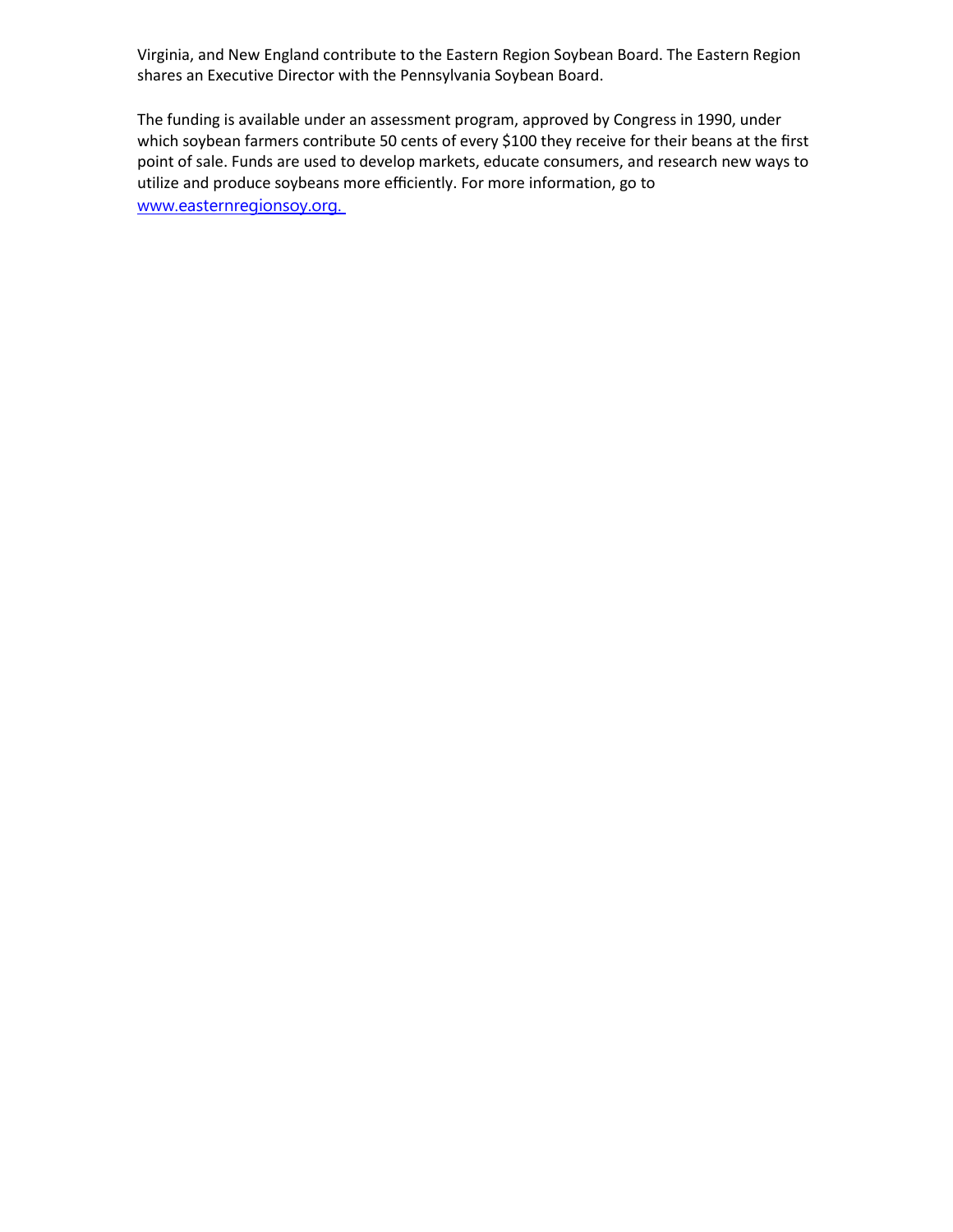Virginia, and New England contribute to the Eastern Region Soybean Board. The Eastern Region shares an Executive Director with the Pennsylvania Soybean Board.

The funding is available under an assessment program, approved by Congress in 1990, under which soybean farmers contribute 50 cents of every $100 they receive for their beans at the first point of sale. Funds are used to develop markets, educate consumers, and research new ways to utilize and produce soybeans more efficiently. For more information, go to www.easternregionsoy.org.